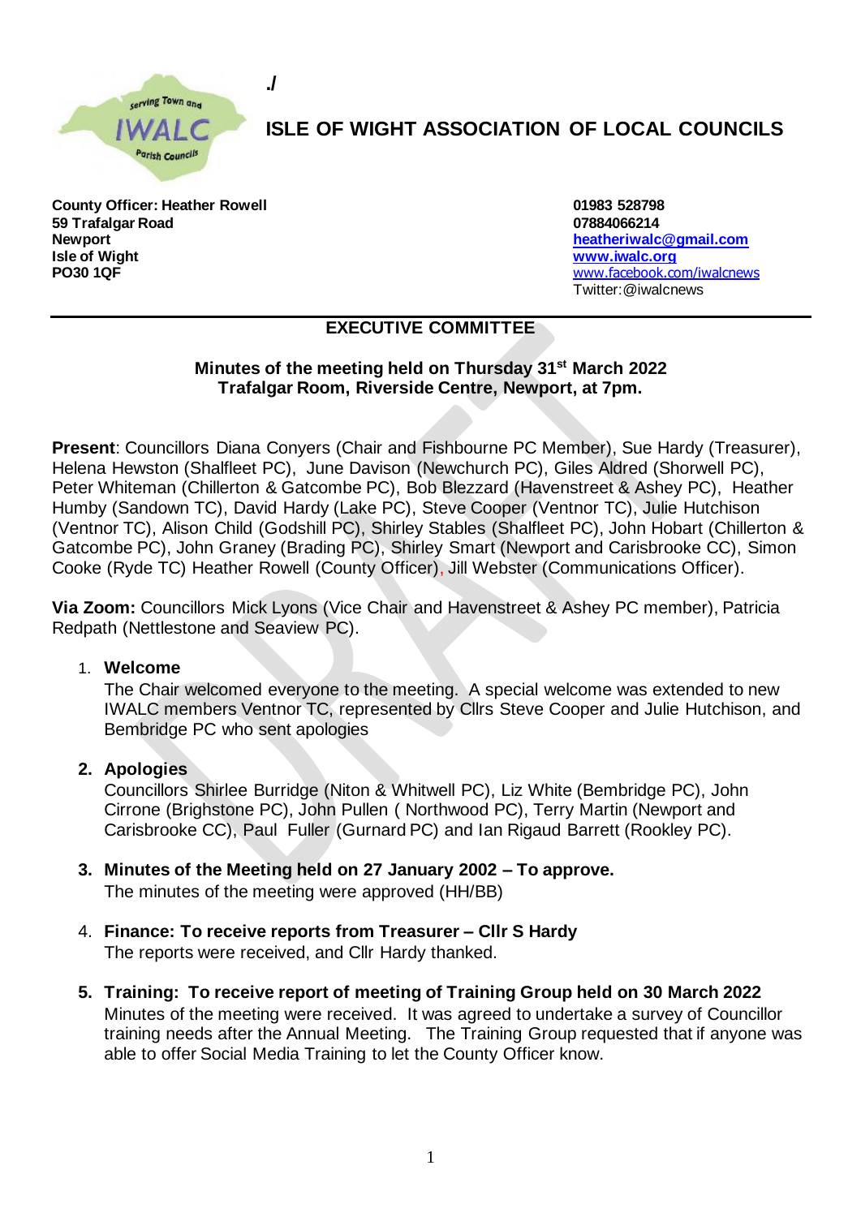./

# ISLE OF WIGHT ASSOCIATION OF LOCAL COUNCILS

**County Officer: Heather Rowell**
**59 Trafalgar Road**
**Newport**
**Isle of Wight**
**PO30 1QF**

**01983 528798**
**07884066214**
**heatheriwalc@gmail.com**
**www.iwalc.org**
www.facebook.com/iwalcnews
Twitter:@iwalcnews

## EXECUTIVE COMMITTEE

**Minutes of the meeting held on Thursday 31st March 2022**
**Trafalgar Room, Riverside Centre, Newport, at 7pm.**

**Present**: Councillors Diana Conyers (Chair and Fishbourne PC Member), Sue Hardy (Treasurer), Helena Hewston (Shalfleet PC), June Davison (Newchurch PC), Giles Aldred (Shorwell PC), Peter Whiteman (Chillerton & Gatcombe PC), Bob Blezzard (Havenstreet & Ashey PC), Heather Humby (Sandown TC), David Hardy (Lake PC), Steve Cooper (Ventnor TC), Julie Hutchison (Ventnor TC), Alison Child (Godshill PC), Shirley Stables (Shalfleet PC), John Hobart (Chillerton & Gatcombe PC), John Graney (Brading PC), Shirley Smart (Newport and Carisbrooke CC), Simon Cooke (Ryde TC) Heather Rowell (County Officer), Jill Webster (Communications Officer).

**Via Zoom:** Councillors Mick Lyons (Vice Chair and Havenstreet & Ashey PC member), Patricia Redpath (Nettlestone and Seaview PC).

1. **Welcome**
   The Chair welcomed everyone to the meeting. A special welcome was extended to new IWALC members Ventnor TC, represented by Cllrs Steve Cooper and Julie Hutchison, and Bembridge PC who sent apologies

2. **Apologies**
   Councillors Shirlee Burridge (Niton & Whitwell PC), Liz White (Bembridge PC), John Cirrone (Brighstone PC), John Pullen ( Northwood PC), Terry Martin (Newport and Carisbrooke CC), Paul Fuller (Gurnard PC) and Ian Rigaud Barrett (Rookley PC).

3. **Minutes of the Meeting held on 27 January 2002 – To approve.**
   The minutes of the meeting were approved (HH/BB)

4. **Finance: To receive reports from Treasurer – Cllr S Hardy**
   The reports were received, and Cllr Hardy thanked.

5. **Training: To receive report of meeting of Training Group held on 30 March 2022**
   Minutes of the meeting were received. It was agreed to undertake a survey of Councillor training needs after the Annual Meeting. The Training Group requested that if anyone was able to offer Social Media Training to let the County Officer know.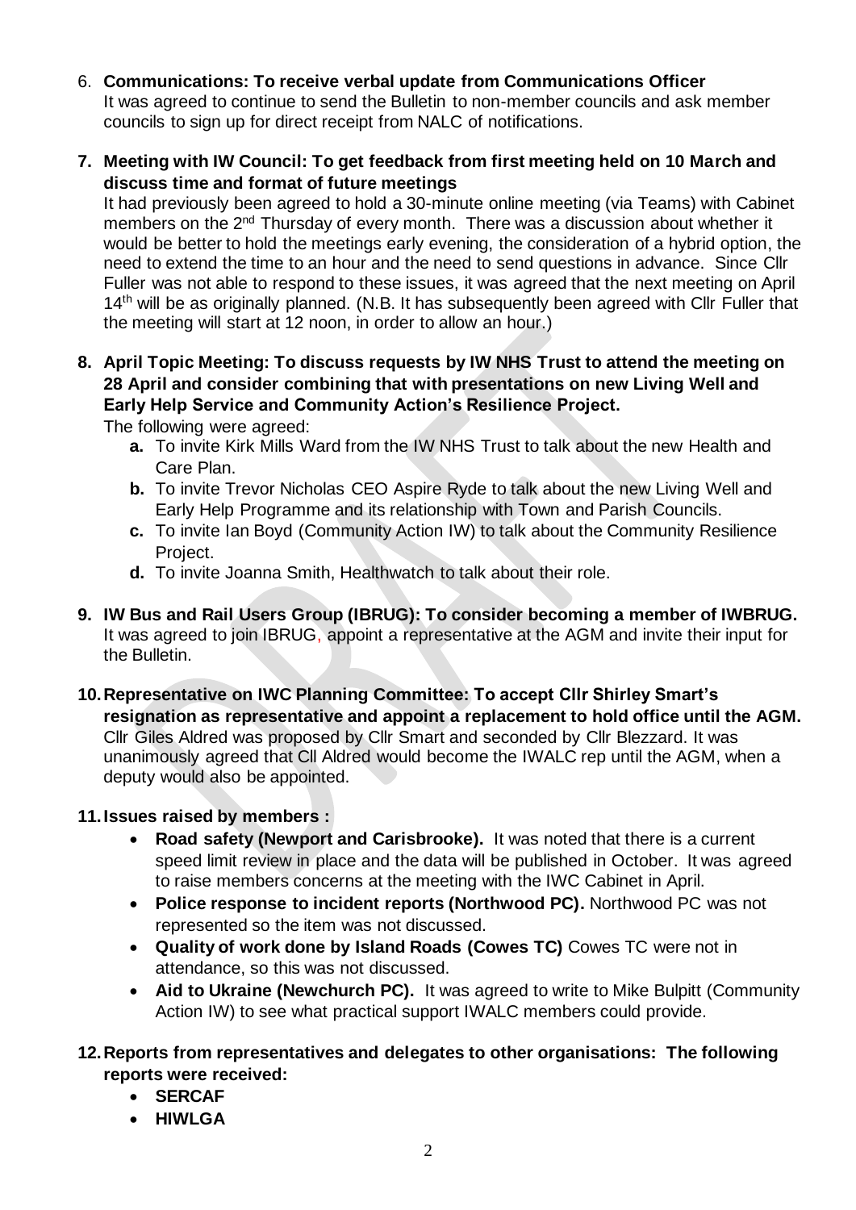6. **Communications: To receive verbal update from Communications Officer**
   It was agreed to continue to send the Bulletin to non-member councils and ask member councils to sign up for direct receipt from NALC of notifications.

7. **Meeting with IW Council: To get feedback from first meeting held on 10 March and discuss time and format of future meetings**
   It had previously been agreed to hold a 30-minute online meeting (via Teams) with Cabinet members on the 2nd Thursday of every month. There was a discussion about whether it would be better to hold the meetings early evening, the consideration of a hybrid option, the need to extend the time to an hour and the need to send questions in advance. Since Cllr Fuller was not able to respond to these issues, it was agreed that the next meeting on April 14th will be as originally planned. (N.B. It has subsequently been agreed with Cllr Fuller that the meeting will start at 12 noon, in order to allow an hour.)

8. **April Topic Meeting: To discuss requests by IW NHS Trust to attend the meeting on 28 April and consider combining that with presentations on new Living Well and Early Help Service and Community Action's Resilience Project.**
   The following were agreed:
   - **a.** To invite Kirk Mills Ward from the IW NHS Trust to talk about the new Health and Care Plan.
   - **b.** To invite Trevor Nicholas CEO Aspire Ryde to talk about the new Living Well and Early Help Programme and its relationship with Town and Parish Councils.
   - **c.** To invite Ian Boyd (Community Action IW) to talk about the Community Resilience Project.
   - **d.** To invite Joanna Smith, Healthwatch to talk about their role.

9. **IW Bus and Rail Users Group (IBRUG): To consider becoming a member of IWBRUG.**
   It was agreed to join IBRUG, appoint a representative at the AGM and invite their input for the Bulletin.

10. **Representative on IWC Planning Committee: To accept Cllr Shirley Smart's resignation as representative and appoint a replacement to hold office until the AGM.**
    Cllr Giles Aldred was proposed by Cllr Smart and seconded by Cllr Blezzard. It was unanimously agreed that Cll Aldred would become the IWALC rep until the AGM, when a deputy would also be appointed.

11. **Issues raised by members :**
    - **Road safety (Newport and Carisbrooke).** It was noted that there is a current speed limit review in place and the data will be published in October. It was agreed to raise members concerns at the meeting with the IWC Cabinet in April.
    - **Police response to incident reports (Northwood PC).** Northwood PC was not represented so the item was not discussed.
    - **Quality of work done by Island Roads (Cowes TC)** Cowes TC were not in attendance, so this was not discussed.
    - **Aid to Ukraine (Newchurch PC).** It was agreed to write to Mike Bulpitt (Community Action IW) to see what practical support IWALC members could provide.

12. **Reports from representatives and delegates to other organisations: The following reports were received:**
    - **SERCAF**
    - **HIWLGA**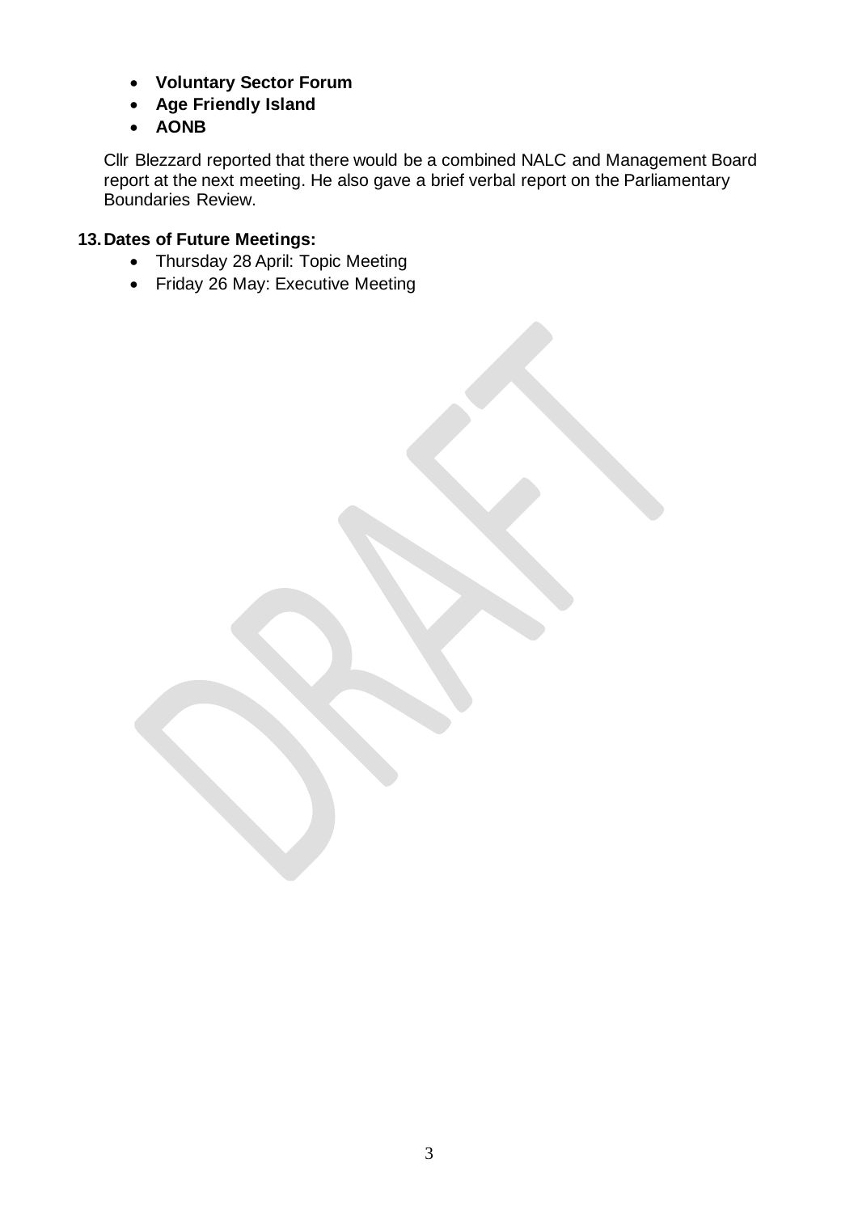- **Voluntary Sector Forum**
- **Age Friendly Island**
- **AONB**

Cllr Blezzard reported that there would be a combined NALC and Management Board report at the next meeting. He also gave a brief verbal report on the Parliamentary Boundaries Review.

**13. Dates of Future Meetings:**

- Thursday 28 April: Topic Meeting
- Friday 26 May: Executive Meeting